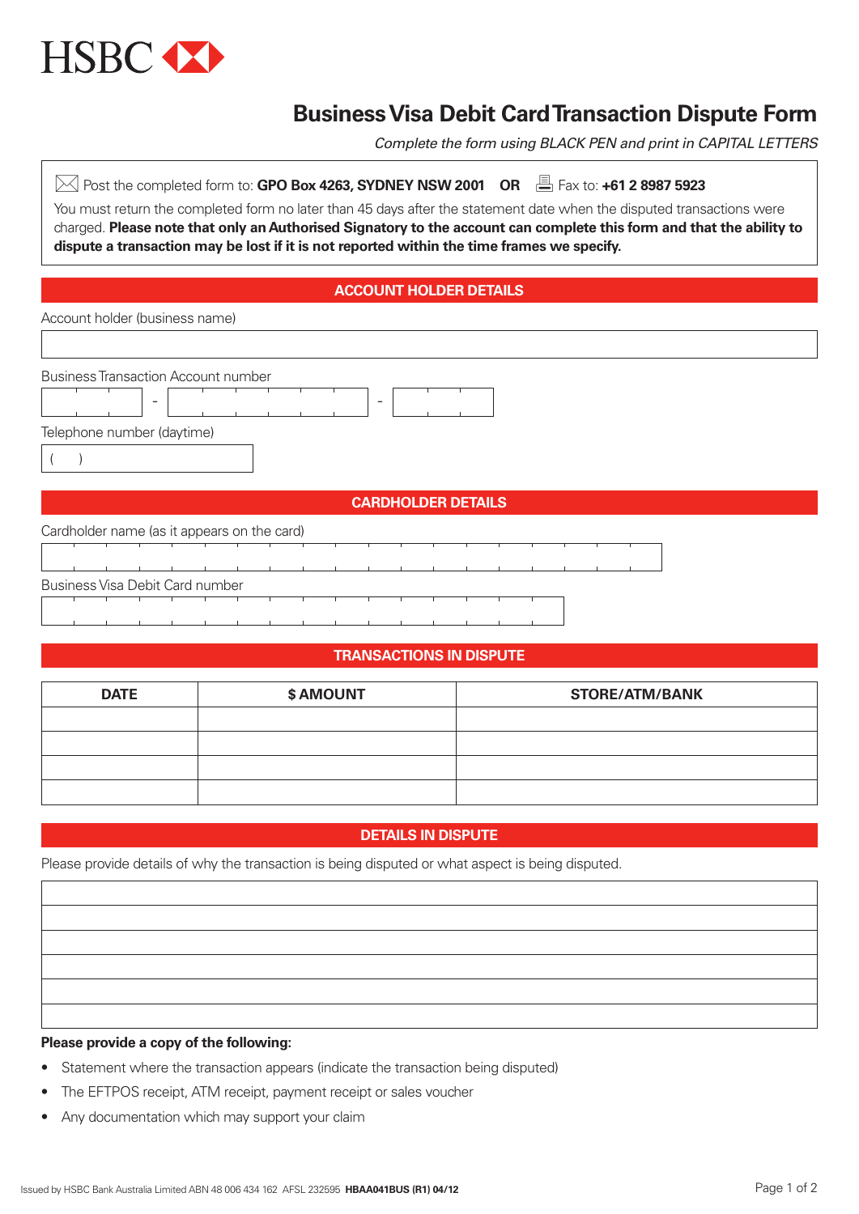HSBC

# Business Visa Debit Card Transaction Dispute Form

*Complete the form using BLACK PEN and print in CAPITAL LETTERS*

Post the completed form to: **GPO Box 4263, SYDNEY NSW 2001** **OR** Fax to: **+61 2 8987 5923**

You must return the completed form no later than 45 days after the statement date when the disputed transactions were charged. **Please note that only an Authorised Signatory to the account can complete this form and that the ability to dispute a transaction may be lost if it is not reported within the time frames we specify.**

## ACCOUNT HOLDER DETAILS

Account holder (business name)

Business Transaction Account number

Telephone number (daytime)

( )

## CARDHOLDER DETAILS

Cardholder name (as it appears on the card)

Business Visa Debit Card number

## TRANSACTIONS IN DISPUTE

| DATE | $ AMOUNT | STORE/ATM/BANK |
|---|---|---|
| | | |
| | | |
| | | |
| | | |

## DETAILS IN DISPUTE

Please provide details of why the transaction is being disputed or what aspect is being disputed.

**Please provide a copy of the following:**

- Statement where the transaction appears (indicate the transaction being disputed)
- The EFTPOS receipt, ATM receipt, payment receipt or sales voucher
- Any documentation which may support your claim

Issued by HSBC Bank Australia Limited ABN 48 006 434 162 AFSL 232595 **HBAA041BUS (R1) 04/12**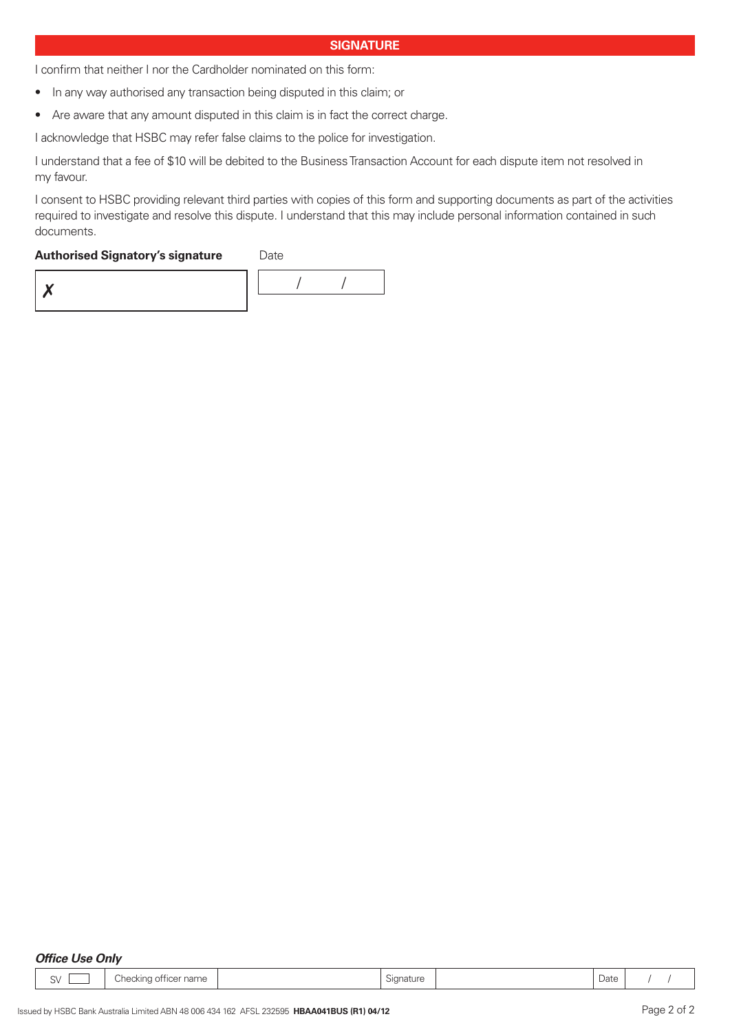## SIGNATURE

I confirm that neither I nor the Cardholder nominated on this form:

- In any way authorised any transaction being disputed in this claim; or
- Are aware that any amount disputed in this claim is in fact the correct charge.

I acknowledge that HSBC may refer false claims to the police for investigation.

I understand that a fee of $10 will be debited to the Business Transaction Account for each dispute item not resolved in my favour.

I consent to HSBC providing relevant third parties with copies of this form and supporting documents as part of the activities required to investigate and resolve this dispute. I understand that this may include personal information contained in such documents.

| **Authorised Signatory's signature** | Date |
|---|---|
| ✗ | / / |

***Office Use Only***

| | | | | | | | |
|---|---|---|---|---|---|---|---|
| SV | | Checking officer name | | Signature | | Date | / / |

Issued by HSBC Bank Australia Limited ABN 48 006 434 162 AFSL 232595 **HBAA041BUS (R1) 04/12**